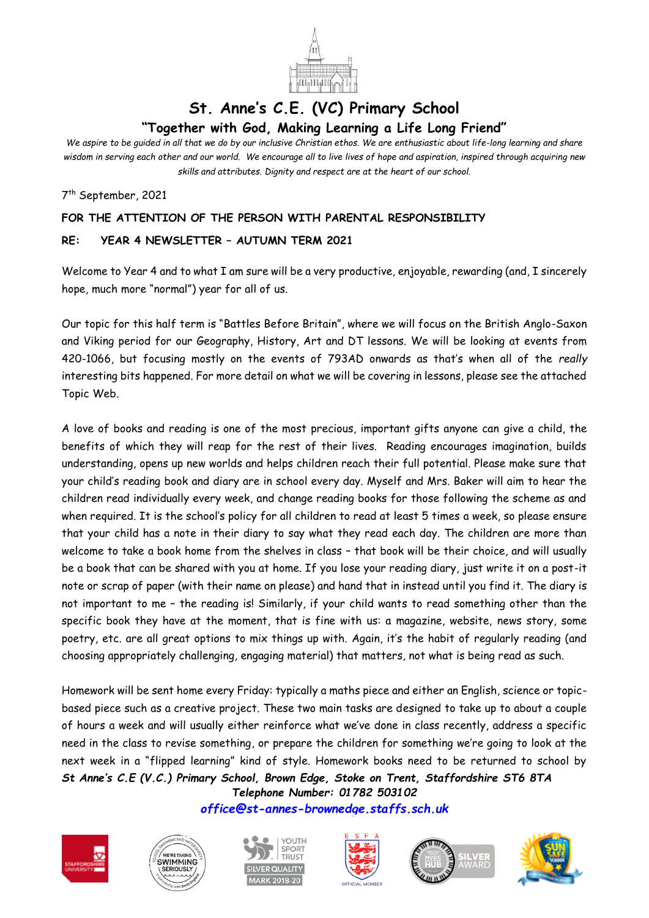# St. Anne's C.E. (VC) Primary School

## "Together with God, Making Learning a Life Long Friend"

*We aspire to be guided in all that we do by our inclusive Christian ethos. We are enthusiastic about life-long learning and share wisdom in serving each other and our world. We encourage all to live lives of hope and aspiration, inspired through acquiring new skills and attributes. Dignity and respect are at the heart of our school.*

7th September, 2021

**FOR THE ATTENTION OF THE PERSON WITH PARENTAL RESPONSIBILITY**

**RE: YEAR 4 NEWSLETTER – AUTUMN TERM 2021**

Welcome to Year 4 and to what I am sure will be a very productive, enjoyable, rewarding (and, I sincerely hope, much more "normal") year for all of us.

Our topic for this half term is "Battles Before Britain", where we will focus on the British Anglo-Saxon and Viking period for our Geography, History, Art and DT lessons. We will be looking at events from 420-1066, but focusing mostly on the events of 793AD onwards as that's when all of the *really* interesting bits happened. For more detail on what we will be covering in lessons, please see the attached Topic Web.

A love of books and reading is one of the most precious, important gifts anyone can give a child, the benefits of which they will reap for the rest of their lives. Reading encourages imagination, builds understanding, opens up new worlds and helps children reach their full potential. Please make sure that your child's reading book and diary are in school every day. Myself and Mrs. Baker will aim to hear the children read individually every week, and change reading books for those following the scheme as and when required. It is the school's policy for all children to read at least 5 times a week, so please ensure that your child has a note in their diary to say what they read each day. The children are more than welcome to take a book home from the shelves in class – that book will be their choice, and will usually be a book that can be shared with you at home. If you lose your reading diary, just write it on a post-it note or scrap of paper (with their name on please) and hand that in instead until you find it. The diary is not important to me – the reading is! Similarly, if your child wants to read something other than the specific book they have at the moment, that is fine with us: a magazine, website, news story, some poetry, etc. are all great options to mix things up with. Again, it's the habit of regularly reading (and choosing appropriately challenging, engaging material) that matters, not what is being read as such.

Homework will be sent home every Friday: typically a maths piece and either an English, science or topic-based piece such as a creative project. These two main tasks are designed to take up to about a couple of hours a week and will usually either reinforce what we've done in class recently, address a specific need in the class to revise something, or prepare the children for something we're going to look at the next week in a "flipped learning" kind of style. Homework books need to be returned to school by

***St Anne's C.E (V.C.) Primary School, Brown Edge, Stoke on Trent, Staffordshire ST6 8TA***
***Telephone Number: 01782 503102***
***office@st-annes-brownedge.staffs.sch.uk***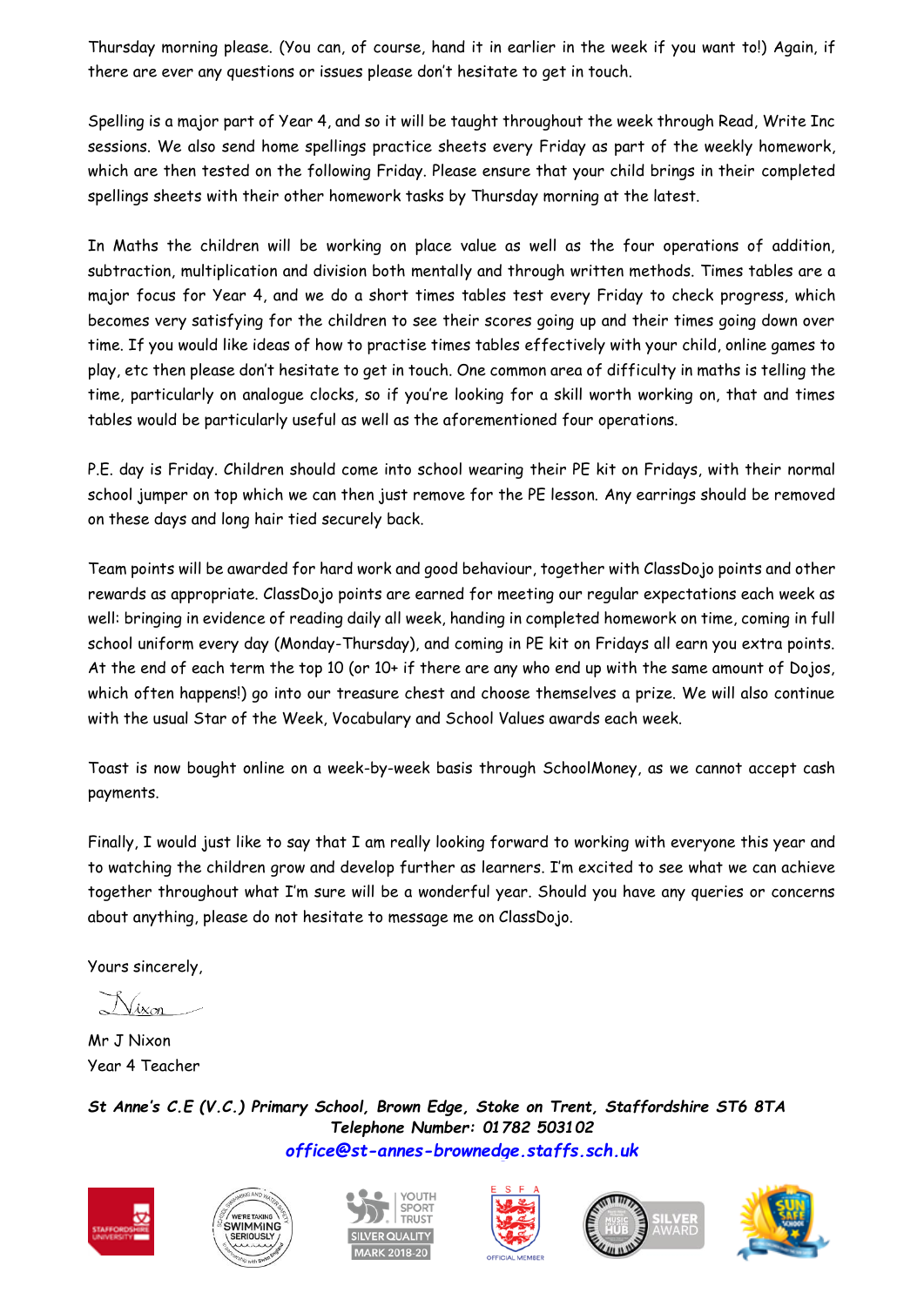Thursday morning please. (You can, of course, hand it in earlier in the week if you want to!) Again, if there are ever any questions or issues please don't hesitate to get in touch.

Spelling is a major part of Year 4, and so it will be taught throughout the week through Read, Write Inc sessions. We also send home spellings practice sheets every Friday as part of the weekly homework, which are then tested on the following Friday. Please ensure that your child brings in their completed spellings sheets with their other homework tasks by Thursday morning at the latest.

In Maths the children will be working on place value as well as the four operations of addition, subtraction, multiplication and division both mentally and through written methods. Times tables are a major focus for Year 4, and we do a short times tables test every Friday to check progress, which becomes very satisfying for the children to see their scores going up and their times going down over time. If you would like ideas of how to practise times tables effectively with your child, online games to play, etc then please don't hesitate to get in touch. One common area of difficulty in maths is telling the time, particularly on analogue clocks, so if you're looking for a skill worth working on, that and times tables would be particularly useful as well as the aforementioned four operations.

P.E. day is Friday. Children should come into school wearing their PE kit on Fridays, with their normal school jumper on top which we can then just remove for the PE lesson. Any earrings should be removed on these days and long hair tied securely back.

Team points will be awarded for hard work and good behaviour, together with ClassDojo points and other rewards as appropriate. ClassDojo points are earned for meeting our regular expectations each week as well: bringing in evidence of reading daily all week, handing in completed homework on time, coming in full school uniform every day (Monday-Thursday), and coming in PE kit on Fridays all earn you extra points. At the end of each term the top 10 (or 10+ if there are any who end up with the same amount of Dojos, which often happens!) go into our treasure chest and choose themselves a prize. We will also continue with the usual Star of the Week, Vocabulary and School Values awards each week.

Toast is now bought online on a week-by-week basis through SchoolMoney, as we cannot accept cash payments.

Finally, I would just like to say that I am really looking forward to working with everyone this year and to watching the children grow and develop further as learners. I'm excited to see what we can achieve together throughout what I'm sure will be a wonderful year. Should you have any queries or concerns about anything, please do not hesitate to message me on ClassDojo.

Yours sincerely,

Nixon

Mr J Nixon
Year 4 Teacher

***St Anne's C.E (V.C.) Primary School, Brown Edge, Stoke on Trent, Staffordshire ST6 8TA***
***Telephone Number: 01782 503102***
***office@st-annes-brownedge.staffs.sch.uk***